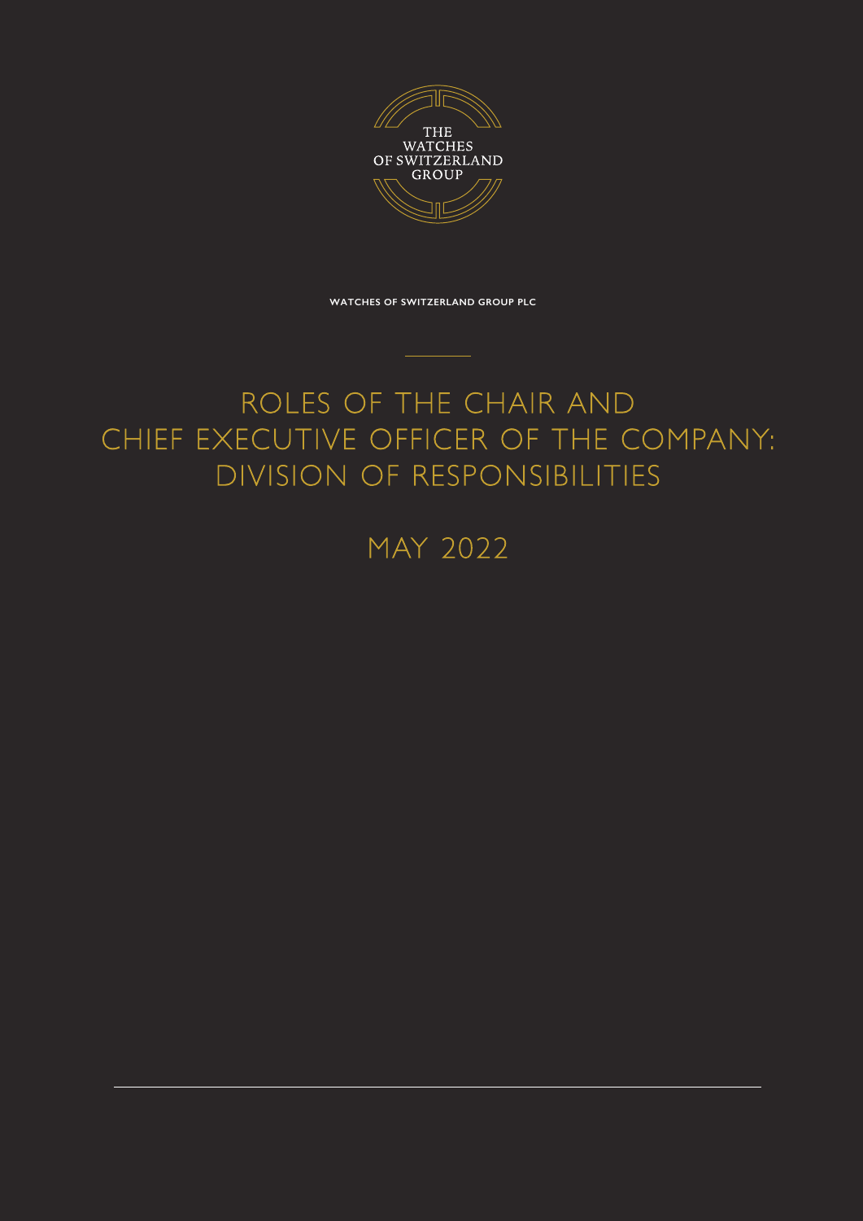THE WATCHES OF SWITZERLAND GROUP

**WATCHES OF SWITZERLAND GROUP PLC**

# ROLES OF THE CHAIR AND CHIEF EXECUTIVE OFFICER OF THE COMPANY: DIVISION OF RESPONSIBILITIES

## MAY 2022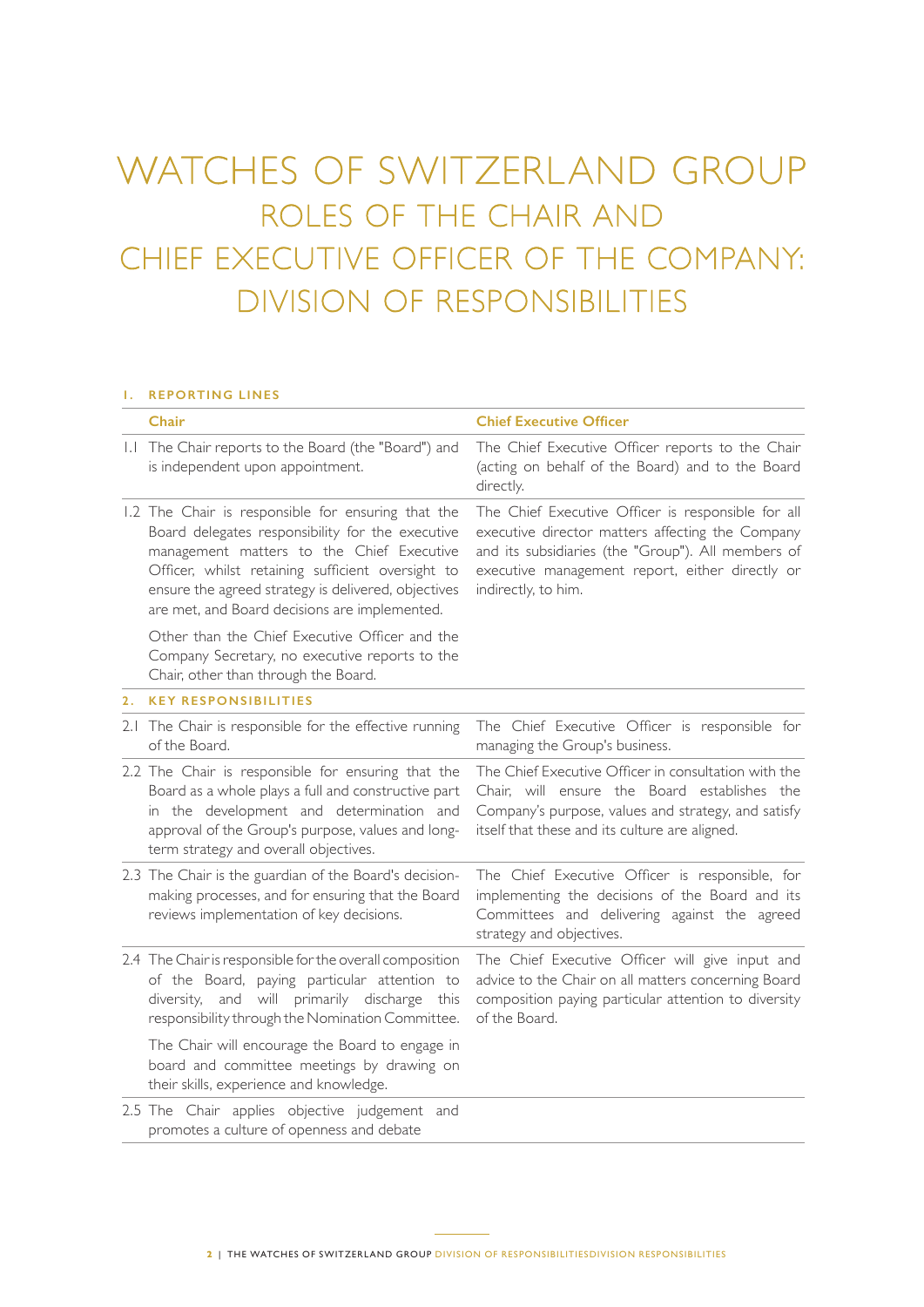# WATCHES OF SWITZERLAND GROUP

## ROLES OF THE CHAIR AND CHIEF EXECUTIVE OFFICER OF THE COMPANY: DIVISION OF RESPONSIBILITIES

### 1. REPORTING LINES

| | Chair | Chief Executive Officer |
|---|---|---|
| 1.1 | The Chair reports to the Board (the "Board") and is independent upon appointment. | The Chief Executive Officer reports to the Chair (acting on behalf of the Board) and to the Board directly. |
| 1.2 | The Chair is responsible for ensuring that the Board delegates responsibility for the executive management matters to the Chief Executive Officer, whilst retaining sufficient oversight to ensure the agreed strategy is delivered, objectives are met, and Board decisions are implemented.<br><br>Other than the Chief Executive Officer and the Company Secretary, no executive reports to the Chair, other than through the Board. | The Chief Executive Officer is responsible for all executive director matters affecting the Company and its subsidiaries (the "Group"). All members of executive management report, either directly or indirectly, to him. |

### 2. KEY RESPONSIBILITIES

| | Chair | Chief Executive Officer |
|---|---|---|
| 2.1 | The Chair is responsible for the effective running of the Board. | The Chief Executive Officer is responsible for managing the Group's business. |
| 2.2 | The Chair is responsible for ensuring that the Board as a whole plays a full and constructive part in the development and determination and approval of the Group's purpose, values and long-term strategy and overall objectives. | The Chief Executive Officer in consultation with the Chair, will ensure the Board establishes the Company's purpose, values and strategy, and satisfy itself that these and its culture are aligned. |
| 2.3 | The Chair is the guardian of the Board's decision-making processes, and for ensuring that the Board reviews implementation of key decisions. | The Chief Executive Officer is responsible, for implementing the decisions of the Board and its Committees and delivering against the agreed strategy and objectives. |
| 2.4 | The Chair is responsible for the overall composition of the Board, paying particular attention to diversity, and will primarily discharge this responsibility through the Nomination Committee.<br><br>The Chair will encourage the Board to engage in board and committee meetings by drawing on their skills, experience and knowledge. | The Chief Executive Officer will give input and advice to the Chair on all matters concerning Board composition paying particular attention to diversity of the Board. |
| 2.5 | The Chair applies objective judgement and promotes a culture of openness and debate | |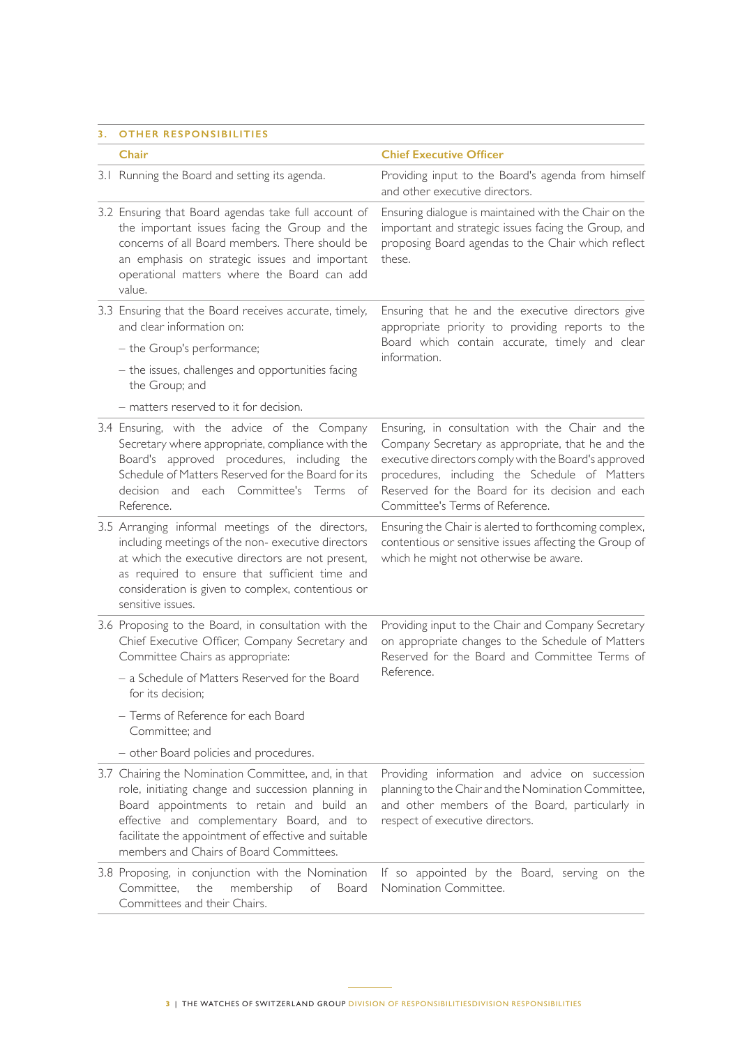## 3. OTHER RESPONSIBILITIES

| | Chair | Chief Executive Officer |
|---|---|---|
| 3.1 | Running the Board and setting its agenda. | Providing input to the Board's agenda from himself and other executive directors. |
| 3.2 | Ensuring that Board agendas take full account of the important issues facing the Group and the concerns of all Board members. There should be an emphasis on strategic issues and important operational matters where the Board can add value. | Ensuring dialogue is maintained with the Chair on the important and strategic issues facing the Group, and proposing Board agendas to the Chair which reflect these. |
| 3.3 | Ensuring that the Board receives accurate, timely, and clear information on:<br>– the Group's performance;<br>– the issues, challenges and opportunities facing the Group; and<br>– matters reserved to it for decision. | Ensuring that he and the executive directors give appropriate priority to providing reports to the Board which contain accurate, timely and clear information. |
| 3.4 | Ensuring, with the advice of the Company Secretary where appropriate, compliance with the Board's approved procedures, including the Schedule of Matters Reserved for the Board for its decision and each Committee's Terms of Reference. | Ensuring, in consultation with the Chair and the Company Secretary as appropriate, that he and the executive directors comply with the Board's approved procedures, including the Schedule of Matters Reserved for the Board for its decision and each Committee's Terms of Reference. |
| 3.5 | Arranging informal meetings of the directors, including meetings of the non- executive directors at which the executive directors are not present, as required to ensure that sufficient time and consideration is given to complex, contentious or sensitive issues. | Ensuring the Chair is alerted to forthcoming complex, contentious or sensitive issues affecting the Group of which he might not otherwise be aware. |
| 3.6 | Proposing to the Board, in consultation with the Chief Executive Officer, Company Secretary and Committee Chairs as appropriate:<br>– a Schedule of Matters Reserved for the Board for its decision;<br>– Terms of Reference for each Board Committee; and<br>– other Board policies and procedures. | Providing input to the Chair and Company Secretary on appropriate changes to the Schedule of Matters Reserved for the Board and Committee Terms of Reference. |
| 3.7 | Chairing the Nomination Committee, and, in that role, initiating change and succession planning in Board appointments to retain and build an effective and complementary Board, and to facilitate the appointment of effective and suitable members and Chairs of Board Committees. | Providing information and advice on succession planning to the Chair and the Nomination Committee, and other members of the Board, particularly in respect of executive directors. |
| 3.8 | Proposing, in conjunction with the Nomination Committee, the membership of Board Committees and their Chairs. | If so appointed by the Board, serving on the Nomination Committee. |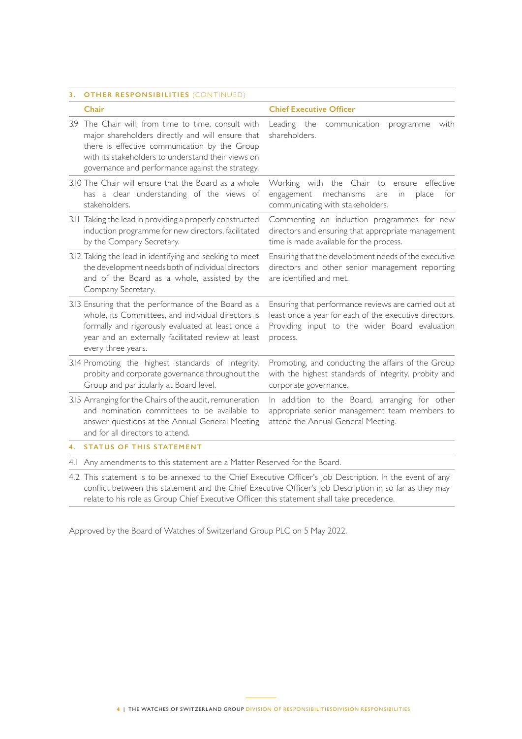## 3. OTHER RESPONSIBILITIES (CONTINUED)

| | Chair | Chief Executive Officer |
|---|---|---|
| 3.9 | The Chair will, from time to time, consult with major shareholders directly and will ensure that there is effective communication by the Group with its stakeholders to understand their views on governance and performance against the strategy. | Leading the communication programme with shareholders. |
| 3.10 | The Chair will ensure that the Board as a whole has a clear understanding of the views of stakeholders. | Working with the Chair to ensure effective engagement mechanisms are in place for communicating with stakeholders. |
| 3.11 | Taking the lead in providing a properly constructed induction programme for new directors, facilitated by the Company Secretary. | Commenting on induction programmes for new directors and ensuring that appropriate management time is made available for the process. |
| 3.12 | Taking the lead in identifying and seeking to meet the development needs both of individual directors and of the Board as a whole, assisted by the Company Secretary. | Ensuring that the development needs of the executive directors and other senior management reporting are identified and met. |
| 3.13 | Ensuring that the performance of the Board as a whole, its Committees, and individual directors is formally and rigorously evaluated at least once a year and an externally facilitated review at least every three years. | Ensuring that performance reviews are carried out at least once a year for each of the executive directors. Providing input to the wider Board evaluation process. |
| 3.14 | Promoting the highest standards of integrity, probity and corporate governance throughout the Group and particularly at Board level. | Promoting, and conducting the affairs of the Group with the highest standards of integrity, probity and corporate governance. |
| 3.15 | Arranging for the Chairs of the audit, remuneration and nomination committees to be available to answer questions at the Annual General Meeting and for all directors to attend. | In addition to the Board, arranging for other appropriate senior management team members to attend the Annual General Meeting. |

## 4. STATUS OF THIS STATEMENT

4.1 Any amendments to this statement are a Matter Reserved for the Board.

4.2 This statement is to be annexed to the Chief Executive Officer's Job Description. In the event of any conflict between this statement and the Chief Executive Officer's Job Description in so far as they may relate to his role as Group Chief Executive Officer, this statement shall take precedence.

Approved by the Board of Watches of Switzerland Group PLC on 5 May 2022.